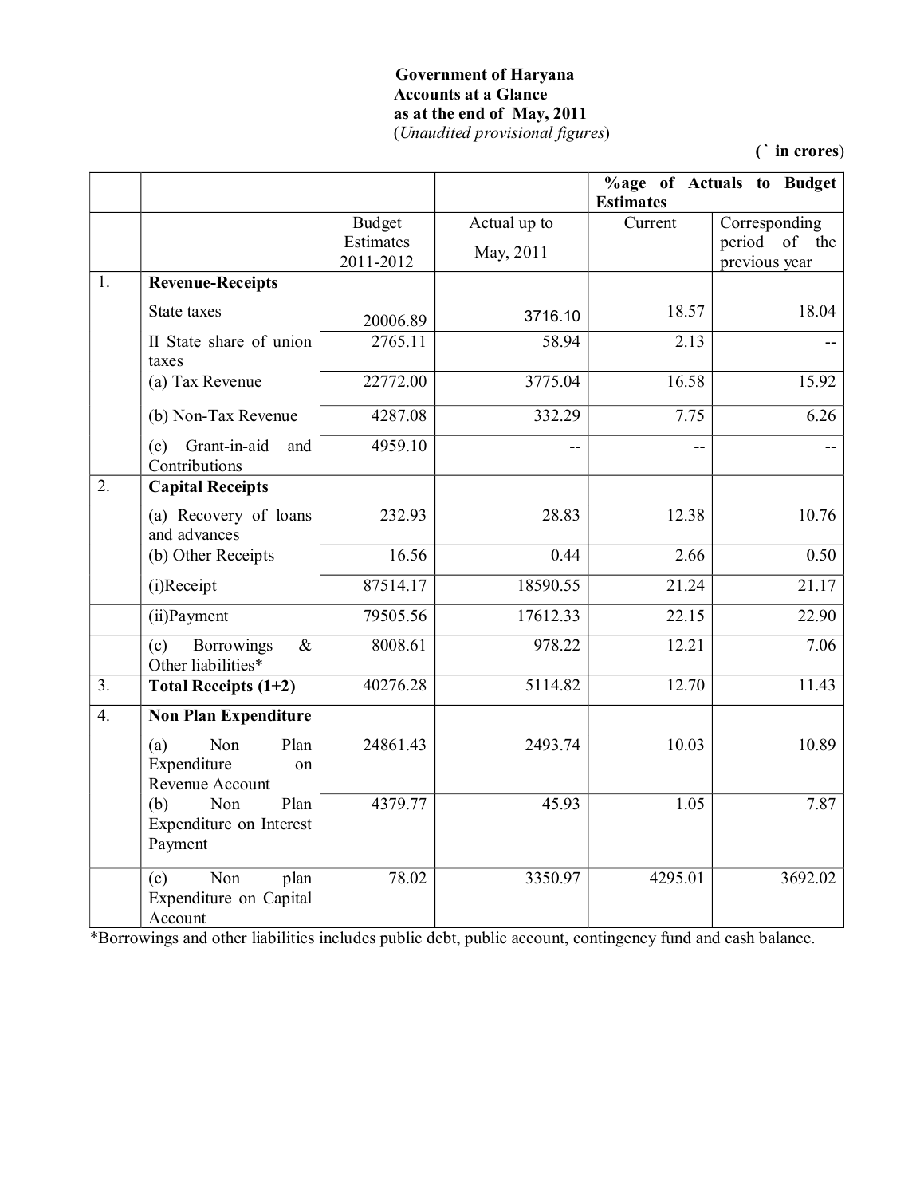**Government of Haryana**
**Accounts at a Glance**
**as at the end of May, 2011**
(*Unaudited provisional figures*)

**(` in crores)**

| | | | | %age of Actuals to Budget Estimates | |
|---|---|---|---|---|---|
| | | Budget Estimates 2011-2012 | Actual up to May, 2011 | Current | Corresponding period of the previous year |
| 1. | **Revenue-Receipts** | | | | |
| | State taxes | 20006.89 | 3716.10 | 18.57 | 18.04 |
| | II State share of union taxes | 2765.11 | 58.94 | 2.13 | -- |
| | (a) Tax Revenue | 22772.00 | 3775.04 | 16.58 | 15.92 |
| | (b) Non-Tax Revenue | 4287.08 | 332.29 | 7.75 | 6.26 |
| | (c) Grant-in-aid and Contributions | 4959.10 | -- | -- | -- |
| 2. | **Capital Receipts** | | | | |
| | (a) Recovery of loans and advances | 232.93 | 28.83 | 12.38 | 10.76 |
| | (b) Other Receipts | 16.56 | 0.44 | 2.66 | 0.50 |
| | (i)Receipt | 87514.17 | 18590.55 | 21.24 | 21.17 |
| | (ii)Payment | 79505.56 | 17612.33 | 22.15 | 22.90 |
| | (c) Borrowings & Other liabilities* | 8008.61 | 978.22 | 12.21 | 7.06 |
| 3. | **Total Receipts (1+2)** | 40276.28 | 5114.82 | 12.70 | 11.43 |
| 4. | **Non Plan Expenditure** | | | | |
| | (a) Non Plan Expenditure on Revenue Account | 24861.43 | 2493.74 | 10.03 | 10.89 |
| | (b) Non Plan Expenditure on Interest Payment | 4379.77 | 45.93 | 1.05 | 7.87 |
| | (c) Non plan Expenditure on Capital Account | 78.02 | 3350.97 | 4295.01 | 3692.02 |

*Borrowings and other liabilities includes public debt, public account, contingency fund and cash balance.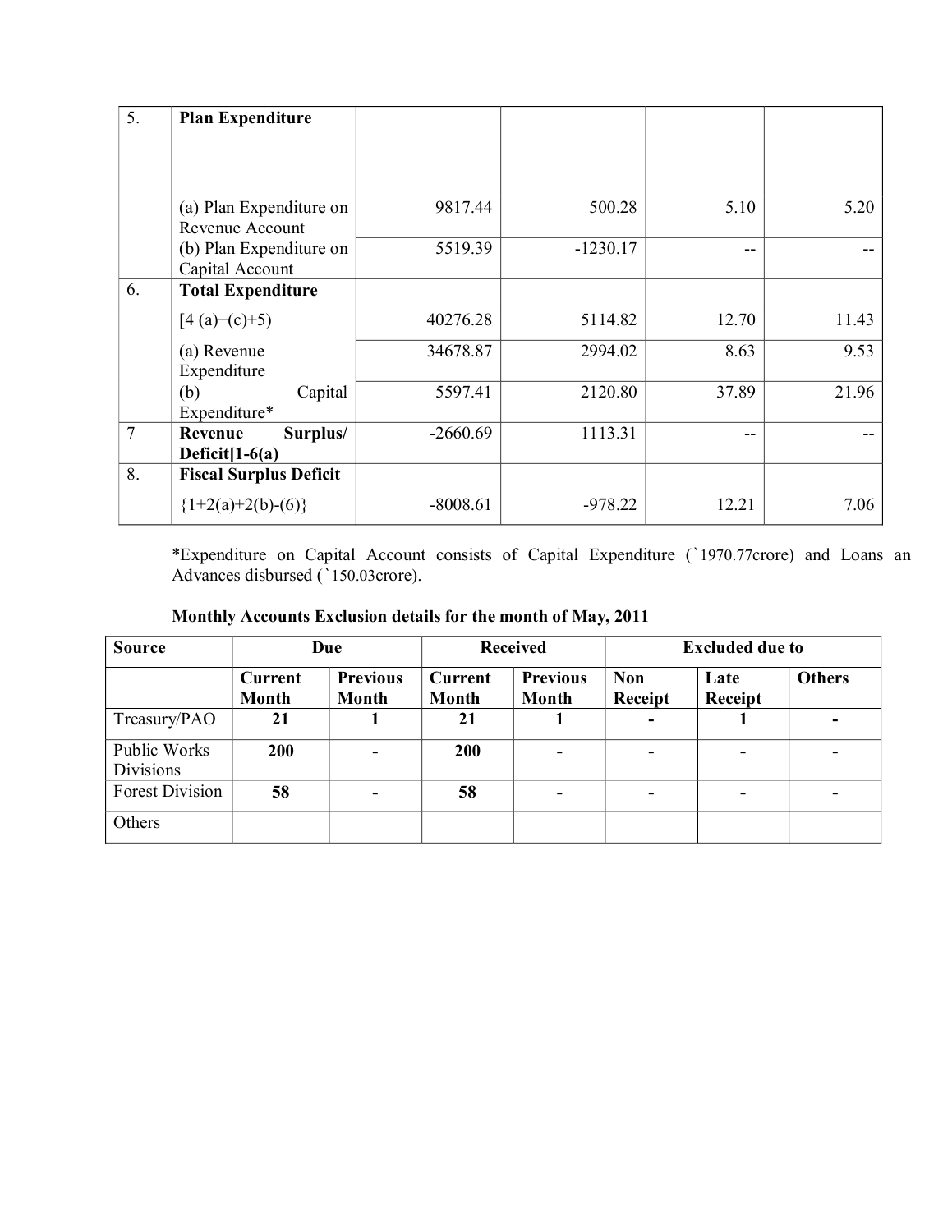| 5. | **Plan Expenditure** | | | | |
|---|---|---|---|---|---|
| | (a) Plan Expenditure on Revenue Account | 9817.44 | 500.28 | 5.10 | 5.20 |
| | (b) Plan Expenditure on Capital Account | 5519.39 | -1230.17 | -- | -- |
| 6. | **Total Expenditure** [4 (a)+(c)+5) | 40276.28 | 5114.82 | 12.70 | 11.43 |
| | (a) Revenue Expenditure | 34678.87 | 2994.02 | 8.63 | 9.53 |
| | (b) Capital Expenditure* | 5597.41 | 2120.80 | 37.89 | 21.96 |
| 7 | **Revenue Surplus/ Deficit[1-6(a)** | -2660.69 | 1113.31 | -- | -- |
| 8. | **Fiscal Surplus Deficit** {1+2(a)+2(b)-(6)} | -8008.61 | -978.22 | 12.21 | 7.06 |

*Expenditure on Capital Account consists of Capital Expenditure (`1970.77crore) and Loans an Advances disbursed (`150.03crore).

**Monthly Accounts Exclusion details for the month of May, 2011**

| Source | Due | | Received | | Excluded due to | | |
|---|---|---|---|---|---|---|---|
| | **Current Month** | **Previous Month** | **Current Month** | **Previous Month** | **Non Receipt** | **Late Receipt** | **Others** |
| Treasury/PAO | **21** | **1** | **21** | **1** | **-** | **1** | **-** |
| Public Works Divisions | **200** | **-** | **200** | **-** | **-** | **-** | **-** |
| Forest Division | **58** | **-** | **58** | **-** | **-** | **-** | **-** |
| Others | | | | | | | |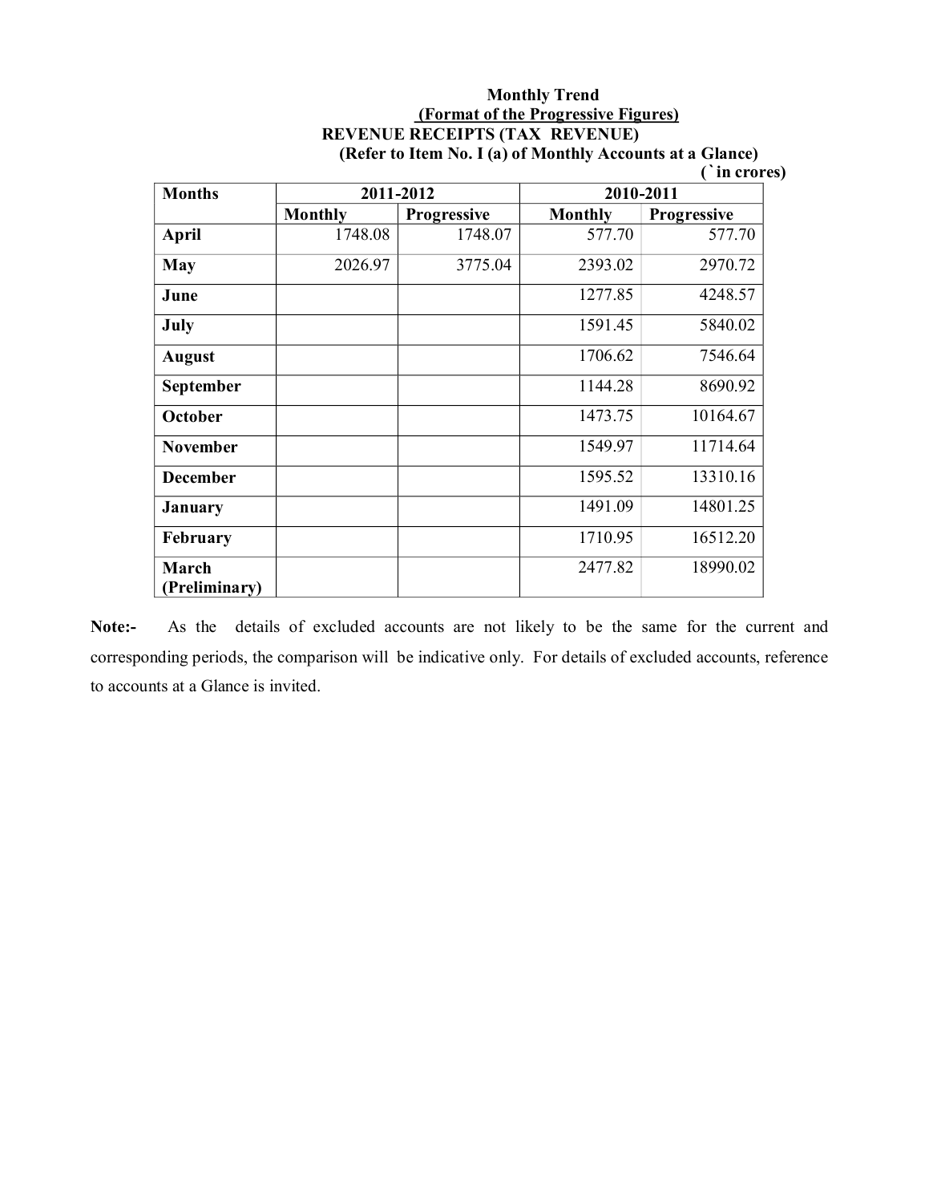**Monthly Trend**

**(Format of the Progressive Figures)**

**REVENUE RECEIPTS (TAX REVENUE)**

**(Refer to Item No. I (a) of Monthly Accounts at a Glance)**

**(` in crores)**

| Months | 2011-2012 | | 2010-2011 | |
|---|---|---|---|---|
| | Monthly | Progressive | Monthly | Progressive |
| April | 1748.08 | 1748.07 | 577.70 | 577.70 |
| May | 2026.97 | 3775.04 | 2393.02 | 2970.72 |
| June | | | 1277.85 | 4248.57 |
| July | | | 1591.45 | 5840.02 |
| August | | | 1706.62 | 7546.64 |
| September | | | 1144.28 | 8690.92 |
| October | | | 1473.75 | 10164.67 |
| November | | | 1549.97 | 11714.64 |
| December | | | 1595.52 | 13310.16 |
| January | | | 1491.09 | 14801.25 |
| February | | | 1710.95 | 16512.20 |
| March (Preliminary) | | | 2477.82 | 18990.02 |

**Note:-** As the details of excluded accounts are not likely to be the same for the current and corresponding periods, the comparison will be indicative only. For details of excluded accounts, reference to accounts at a Glance is invited.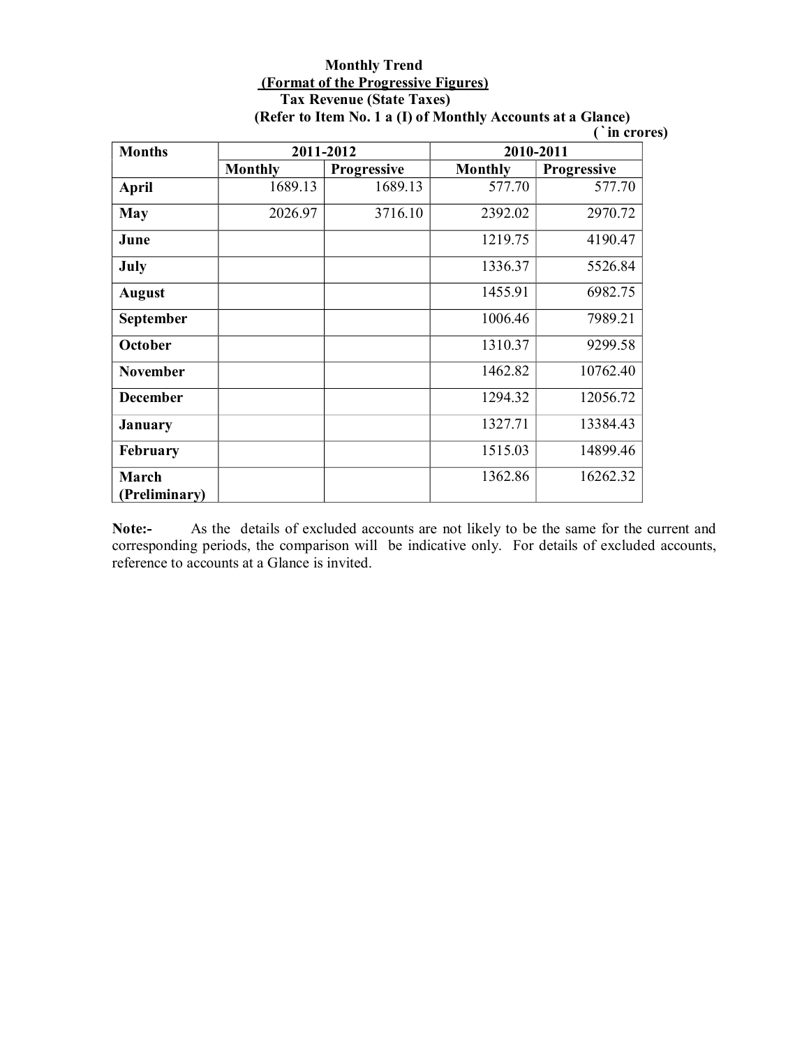**Monthly Trend**

**(Format of the Progressive Figures)**

**Tax Revenue (State Taxes)**

**(Refer to Item No. 1 a (I) of Monthly Accounts at a Glance)**

**(` in crores)**

| Months | 2011-2012 | | 2010-2011 | |
|---|---|---|---|---|
| | Monthly | Progressive | Monthly | Progressive |
| **April** | 1689.13 | 1689.13 | 577.70 | 577.70 |
| **May** | 2026.97 | 3716.10 | 2392.02 | 2970.72 |
| **June** | | | 1219.75 | 4190.47 |
| **July** | | | 1336.37 | 5526.84 |
| **August** | | | 1455.91 | 6982.75 |
| **September** | | | 1006.46 | 7989.21 |
| **October** | | | 1310.37 | 9299.58 |
| **November** | | | 1462.82 | 10762.40 |
| **December** | | | 1294.32 | 12056.72 |
| **January** | | | 1327.71 | 13384.43 |
| **February** | | | 1515.03 | 14899.46 |
| **March (Preliminary)** | | | 1362.86 | 16262.32 |

**Note:-** As the details of excluded accounts are not likely to be the same for the current and corresponding periods, the comparison will be indicative only. For details of excluded accounts, reference to accounts at a Glance is invited.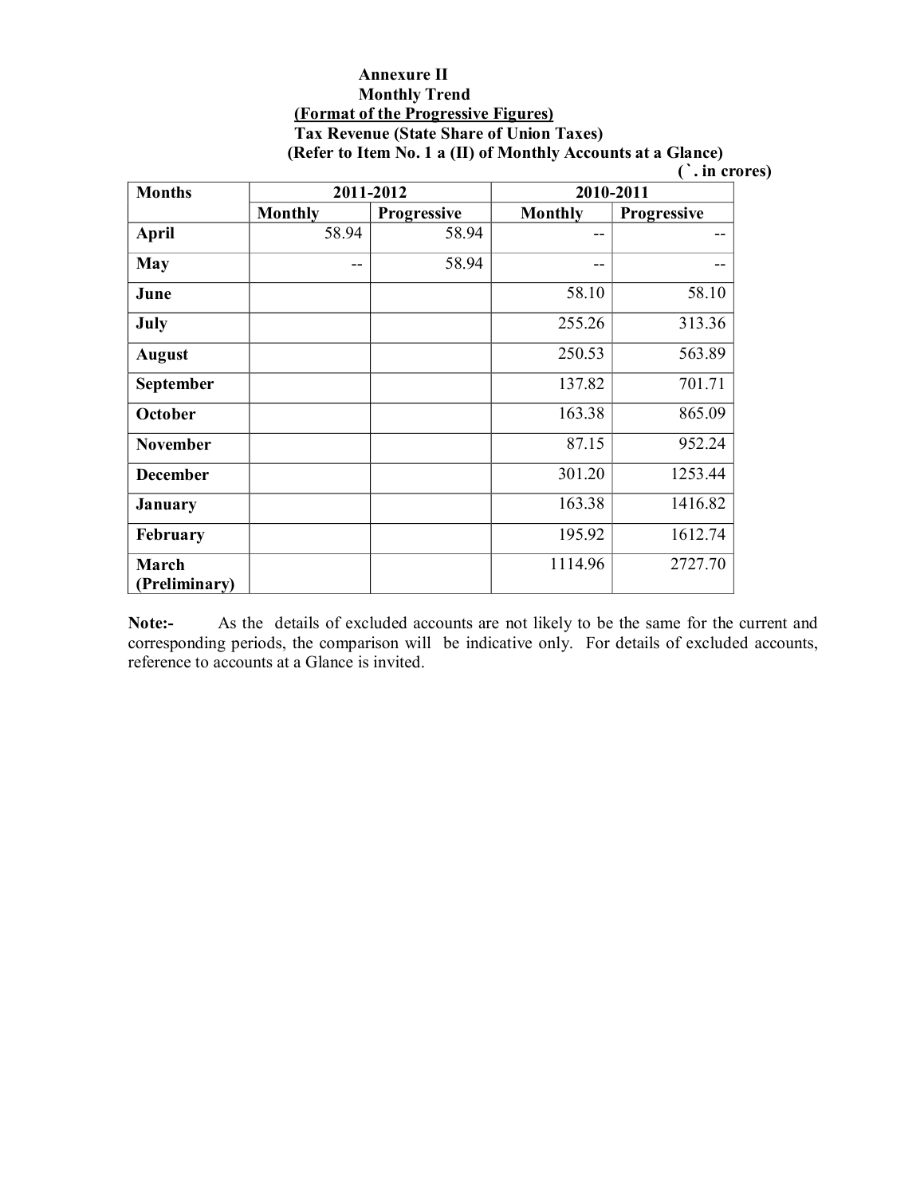**Annexure II**

**Monthly Trend**

**(Format of the Progressive Figures)**

**Tax Revenue (State Share of Union Taxes)**

**(Refer to Item No. 1 a (II) of Monthly Accounts at a Glance)**

**(`. in crores)**

| Months | 2011-2012 | | 2010-2011 | |
|---|---|---|---|---|
| | Monthly | Progressive | Monthly | Progressive |
| April | 58.94 | 58.94 | -- | -- |
| May | -- | 58.94 | -- | -- |
| June | | | 58.10 | 58.10 |
| July | | | 255.26 | 313.36 |
| August | | | 250.53 | 563.89 |
| September | | | 137.82 | 701.71 |
| October | | | 163.38 | 865.09 |
| November | | | 87.15 | 952.24 |
| December | | | 301.20 | 1253.44 |
| January | | | 163.38 | 1416.82 |
| February | | | 195.92 | 1612.74 |
| March (Preliminary) | | | 1114.96 | 2727.70 |

**Note:-** As the details of excluded accounts are not likely to be the same for the current and corresponding periods, the comparison will be indicative only. For details of excluded accounts, reference to accounts at a Glance is invited.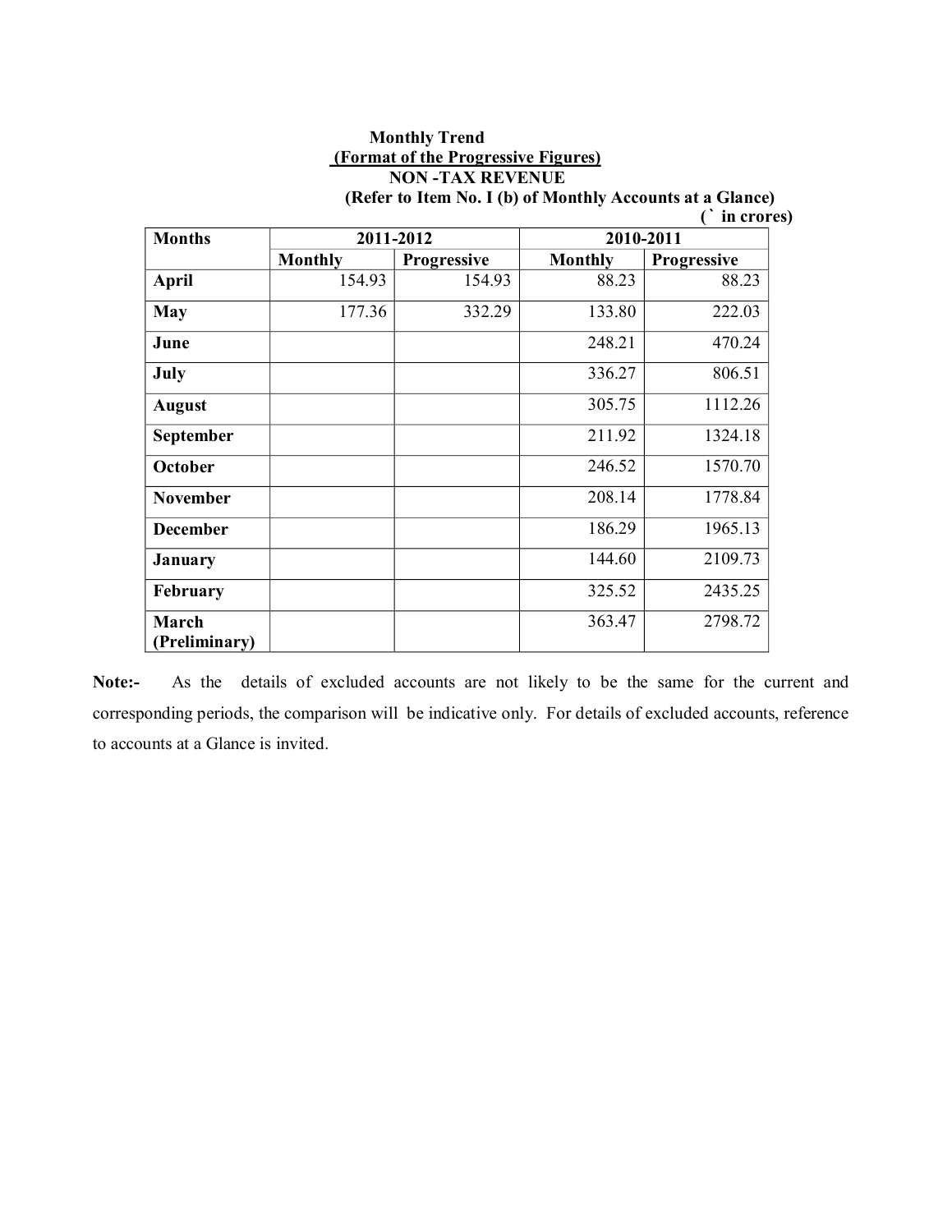**Monthly Trend**

**(Format of the Progressive Figures)**

**NON -TAX REVENUE**

**(Refer to Item No. I (b) of Monthly Accounts at a Glance)**

**(` in crores)**

| Months | 2011-2012 | | 2010-2011 | |
|---|---|---|---|---|
| | Monthly | Progressive | Monthly | Progressive |
| **April** | 154.93 | 154.93 | 88.23 | 88.23 |
| **May** | 177.36 | 332.29 | 133.80 | 222.03 |
| **June** | | | 248.21 | 470.24 |
| **July** | | | 336.27 | 806.51 |
| **August** | | | 305.75 | 1112.26 |
| **September** | | | 211.92 | 1324.18 |
| **October** | | | 246.52 | 1570.70 |
| **November** | | | 208.14 | 1778.84 |
| **December** | | | 186.29 | 1965.13 |
| **January** | | | 144.60 | 2109.73 |
| **February** | | | 325.52 | 2435.25 |
| **March (Preliminary)** | | | 363.47 | 2798.72 |

**Note:-** As the details of excluded accounts are not likely to be the same for the current and corresponding periods, the comparison will be indicative only. For details of excluded accounts, reference to accounts at a Glance is invited.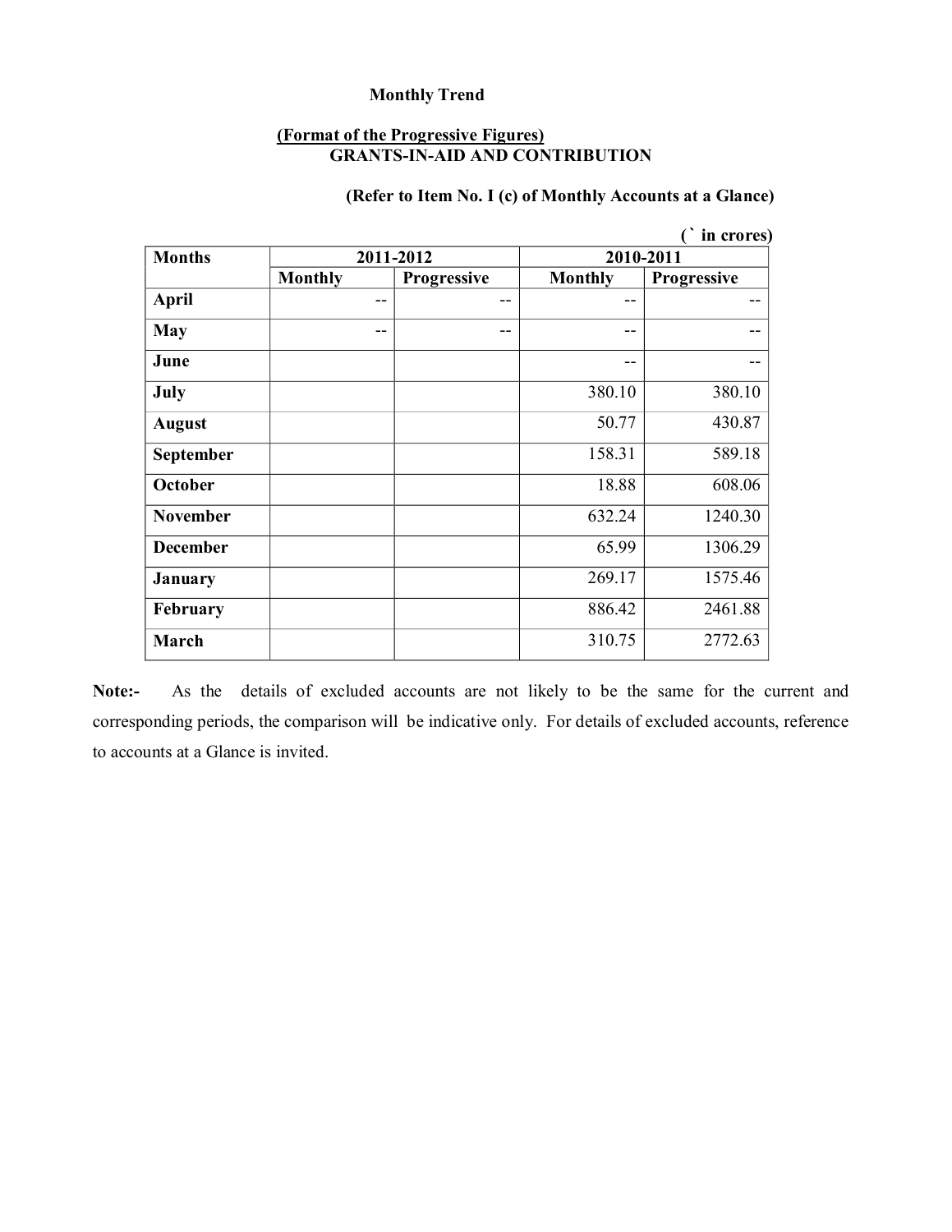**Monthly Trend**

**(Format of the Progressive Figures)**
**GRANTS-IN-AID AND CONTRIBUTION**

**(Refer to Item No. I (c) of Monthly Accounts at a Glance)**

**(` in crores)**

| Months | 2011-2012 | | 2010-2011 | |
|---|---|---|---|---|
| | Monthly | Progressive | Monthly | Progressive |
| April | -- | -- | -- | -- |
| May | -- | -- | -- | -- |
| June | | | -- | -- |
| July | | | 380.10 | 380.10 |
| August | | | 50.77 | 430.87 |
| September | | | 158.31 | 589.18 |
| October | | | 18.88 | 608.06 |
| November | | | 632.24 | 1240.30 |
| December | | | 65.99 | 1306.29 |
| January | | | 269.17 | 1575.46 |
| February | | | 886.42 | 2461.88 |
| March | | | 310.75 | 2772.63 |

**Note:-** As the details of excluded accounts are not likely to be the same for the current and corresponding periods, the comparison will be indicative only. For details of excluded accounts, reference to accounts at a Glance is invited.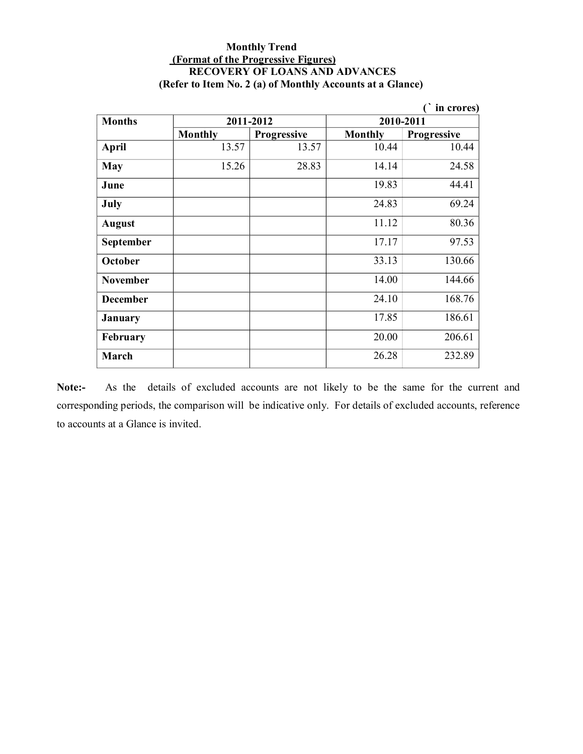**Monthly Trend**

**(Format of the Progressive Figures)**

**RECOVERY OF LOANS AND ADVANCES**

**(Refer to Item No. 2 (a) of Monthly Accounts at a Glance)**

(` in crores)

| Months | 2011-2012 | | 2010-2011 | |
|---|---|---|---|---|
| | Monthly | Progressive | Monthly | Progressive |
| April | 13.57 | 13.57 | 10.44 | 10.44 |
| May | 15.26 | 28.83 | 14.14 | 24.58 |
| June | | | 19.83 | 44.41 |
| July | | | 24.83 | 69.24 |
| August | | | 11.12 | 80.36 |
| September | | | 17.17 | 97.53 |
| October | | | 33.13 | 130.66 |
| November | | | 14.00 | 144.66 |
| December | | | 24.10 | 168.76 |
| January | | | 17.85 | 186.61 |
| February | | | 20.00 | 206.61 |
| March | | | 26.28 | 232.89 |

**Note:-** As the details of excluded accounts are not likely to be the same for the current and corresponding periods, the comparison will be indicative only. For details of excluded accounts, reference to accounts at a Glance is invited.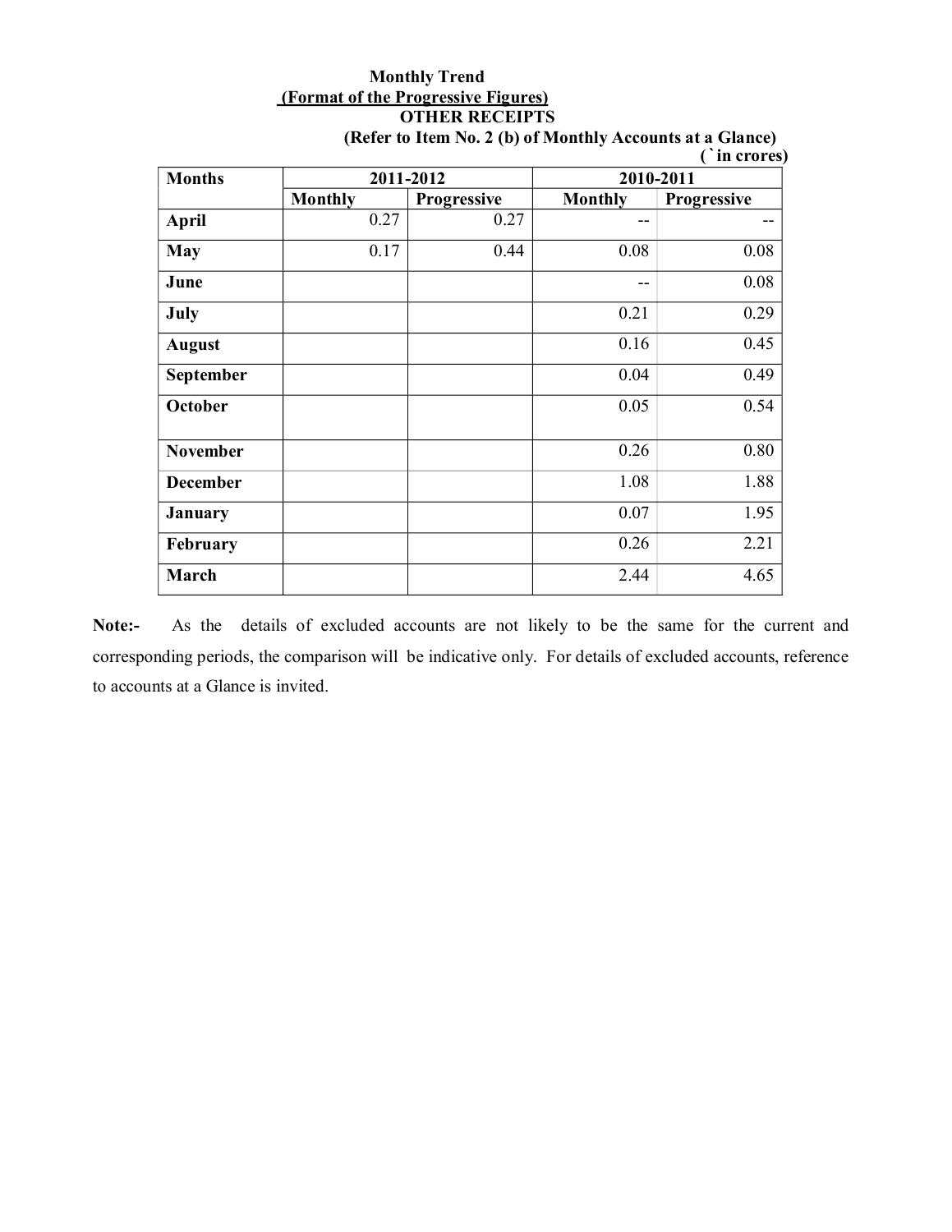**Monthly Trend**

**(Format of the Progressive Figures)**

**OTHER RECEIPTS**

**(Refer to Item No. 2 (b) of Monthly Accounts at a Glance)**

**(` in crores)**

| Months | 2011-2012 | | 2010-2011 | |
|---|---|---|---|---|
| | Monthly | Progressive | Monthly | Progressive |
| April | 0.27 | 0.27 | -- | -- |
| May | 0.17 | 0.44 | 0.08 | 0.08 |
| June | | | -- | 0.08 |
| July | | | 0.21 | 0.29 |
| August | | | 0.16 | 0.45 |
| September | | | 0.04 | 0.49 |
| October | | | 0.05 | 0.54 |
| November | | | 0.26 | 0.80 |
| December | | | 1.08 | 1.88 |
| January | | | 0.07 | 1.95 |
| February | | | 0.26 | 2.21 |
| March | | | 2.44 | 4.65 |

**Note:-** As the details of excluded accounts are not likely to be the same for the current and corresponding periods, the comparison will be indicative only. For details of excluded accounts, reference to accounts at a Glance is invited.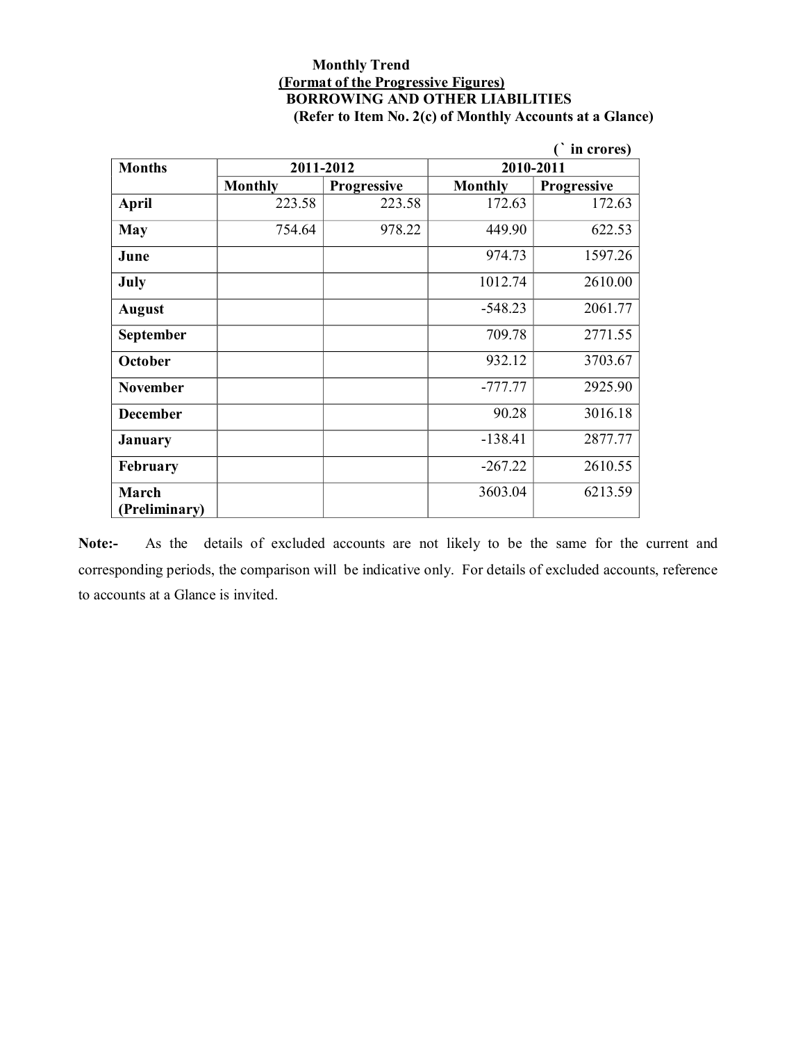**Monthly Trend**

**(Format of the Progressive Figures)**

**BORROWING AND OTHER LIABILITIES**

**(Refer to Item No. 2(c) of Monthly Accounts at a Glance)**

**(` in crores)**

| Months | 2011-2012 | | 2010-2011 | |
|---|---|---|---|---|
| | Monthly | Progressive | Monthly | Progressive |
| April | 223.58 | 223.58 | 172.63 | 172.63 |
| May | 754.64 | 978.22 | 449.90 | 622.53 |
| June | | | 974.73 | 1597.26 |
| July | | | 1012.74 | 2610.00 |
| August | | | -548.23 | 2061.77 |
| September | | | 709.78 | 2771.55 |
| October | | | 932.12 | 3703.67 |
| November | | | -777.77 | 2925.90 |
| December | | | 90.28 | 3016.18 |
| January | | | -138.41 | 2877.77 |
| February | | | -267.22 | 2610.55 |
| March (Preliminary) | | | 3603.04 | 6213.59 |

**Note:-** As the details of excluded accounts are not likely to be the same for the current and corresponding periods, the comparison will be indicative only. For details of excluded accounts, reference to accounts at a Glance is invited.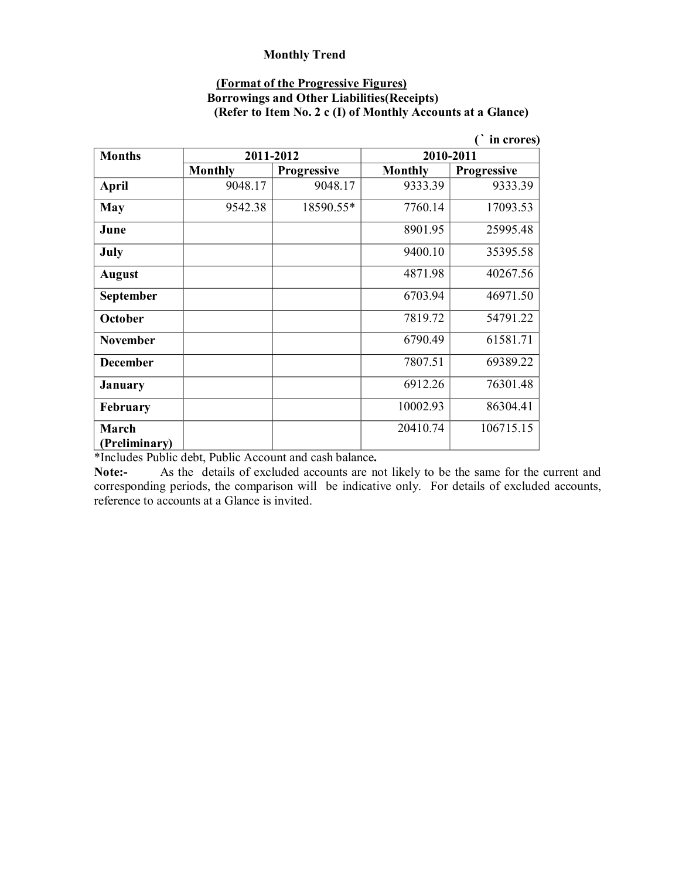**Monthly Trend**

**(Format of the Progressive Figures)**
**Borrowings and Other Liabilities(Receipts)**
**(Refer to Item No. 2 c (I) of Monthly Accounts at a Glance)**

(` in crores)

| Months | 2011-2012 | | 2010-2011 | |
|---|---|---|---|---|
| | Monthly | Progressive | Monthly | Progressive |
| April | 9048.17 | 9048.17 | 9333.39 | 9333.39 |
| May | 9542.38 | 18590.55* | 7760.14 | 17093.53 |
| June | | | 8901.95 | 25995.48 |
| July | | | 9400.10 | 35395.58 |
| August | | | 4871.98 | 40267.56 |
| September | | | 6703.94 | 46971.50 |
| October | | | 7819.72 | 54791.22 |
| November | | | 6790.49 | 61581.71 |
| December | | | 7807.51 | 69389.22 |
| January | | | 6912.26 | 76301.48 |
| February | | | 10002.93 | 86304.41 |
| March (Preliminary) | | | 20410.74 | 106715.15 |

*Includes Public debt, Public Account and cash balance.

**Note:-** As the details of excluded accounts are not likely to be the same for the current and corresponding periods, the comparison will be indicative only. For details of excluded accounts, reference to accounts at a Glance is invited.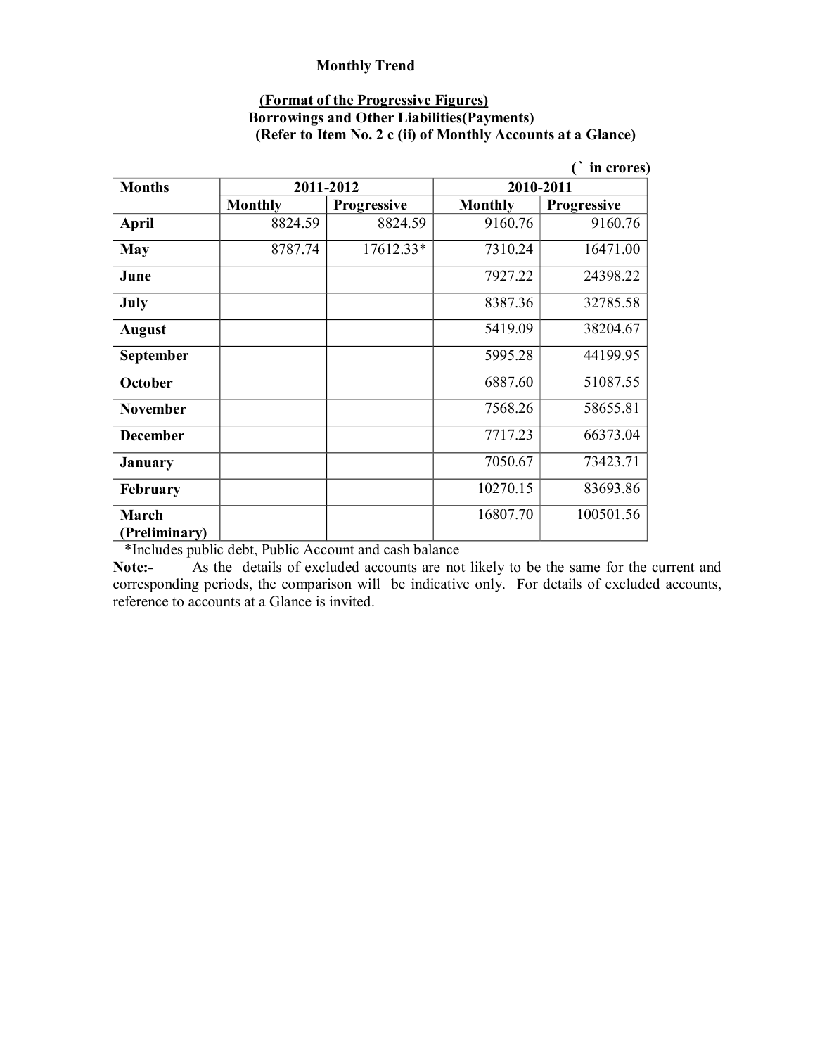**Monthly Trend**

**(Format of the Progressive Figures)**
**Borrowings and Other Liabilities(Payments)**
**(Refer to Item No. 2 c (ii) of Monthly Accounts at a Glance)**

(` in crores)

| Months | 2011-2012 | | 2010-2011 | |
|---|---|---|---|---|
| | Monthly | Progressive | Monthly | Progressive |
| April | 8824.59 | 8824.59 | 9160.76 | 9160.76 |
| May | 8787.74 | 17612.33* | 7310.24 | 16471.00 |
| June | | | 7927.22 | 24398.22 |
| July | | | 8387.36 | 32785.58 |
| August | | | 5419.09 | 38204.67 |
| September | | | 5995.28 | 44199.95 |
| October | | | 6887.60 | 51087.55 |
| November | | | 7568.26 | 58655.81 |
| December | | | 7717.23 | 66373.04 |
| January | | | 7050.67 | 73423.71 |
| February | | | 10270.15 | 83693.86 |
| March (Preliminary) | | | 16807.70 | 100501.56 |

*Includes public debt, Public Account and cash balance

**Note:-** As the details of excluded accounts are not likely to be the same for the current and corresponding periods, the comparison will be indicative only. For details of excluded accounts, reference to accounts at a Glance is invited.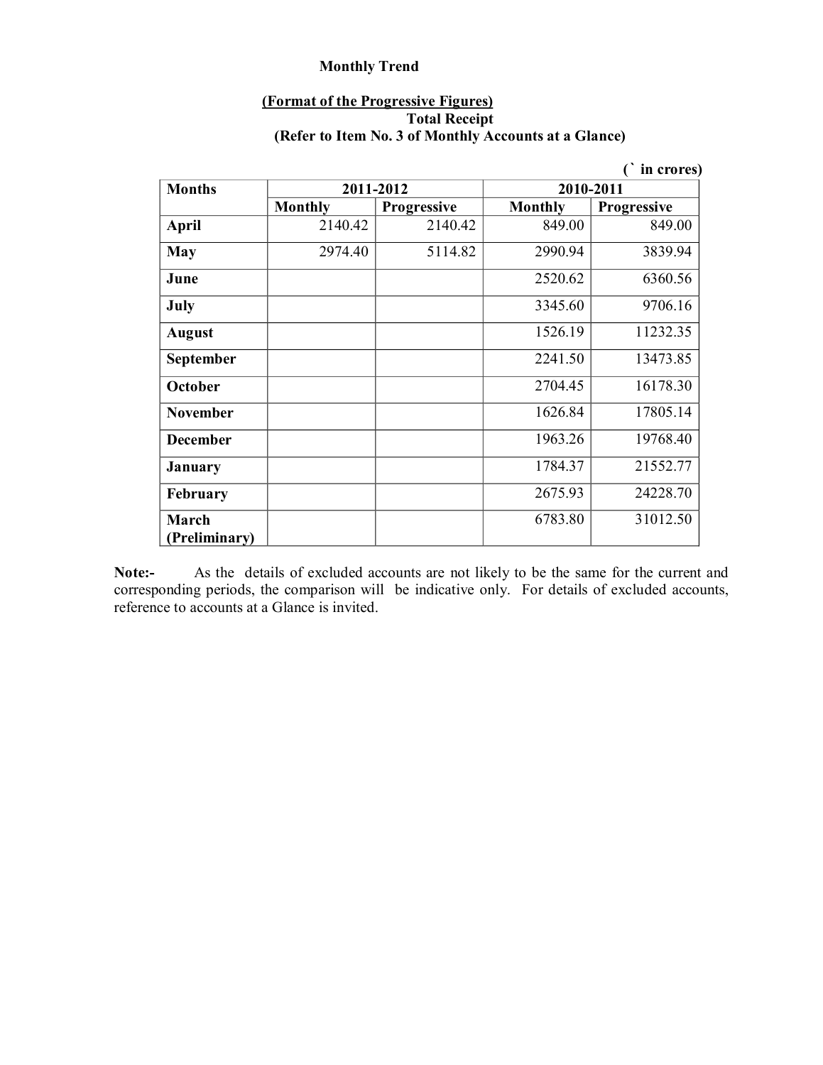**Monthly Trend**

**(Format of the Progressive Figures)**

**Total Receipt**

**(Refer to Item No. 3 of Monthly Accounts at a Glance)**

**(` in crores)**

| Months | 2011-2012 | | 2010-2011 | |
|---|---|---|---|---|
| | Monthly | Progressive | Monthly | Progressive |
| April | 2140.42 | 2140.42 | 849.00 | 849.00 |
| May | 2974.40 | 5114.82 | 2990.94 | 3839.94 |
| June | | | 2520.62 | 6360.56 |
| July | | | 3345.60 | 9706.16 |
| August | | | 1526.19 | 11232.35 |
| September | | | 2241.50 | 13473.85 |
| October | | | 2704.45 | 16178.30 |
| November | | | 1626.84 | 17805.14 |
| December | | | 1963.26 | 19768.40 |
| January | | | 1784.37 | 21552.77 |
| February | | | 2675.93 | 24228.70 |
| March (Preliminary) | | | 6783.80 | 31012.50 |

**Note:-** As the details of excluded accounts are not likely to be the same for the current and corresponding periods, the comparison will be indicative only. For details of excluded accounts, reference to accounts at a Glance is invited.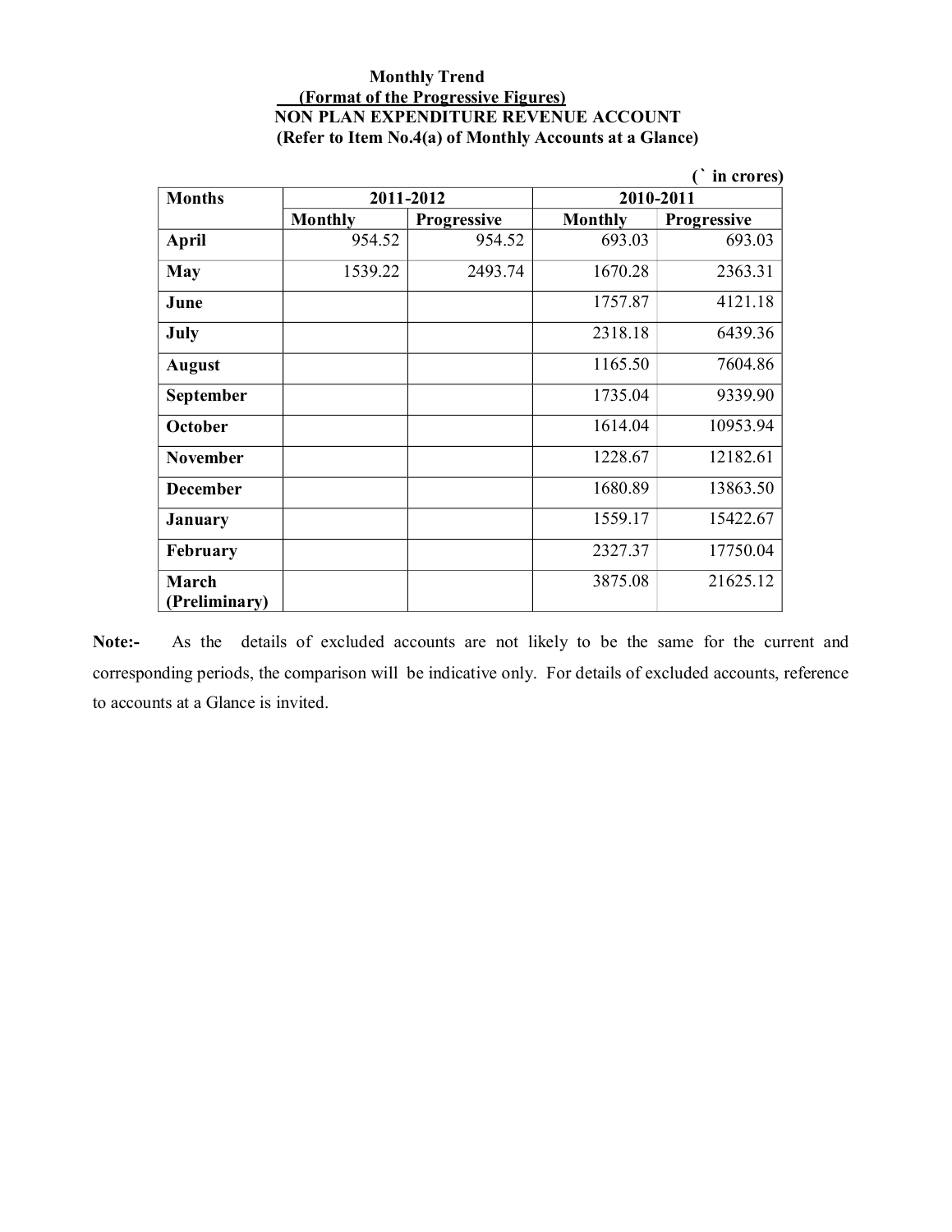**Monthly Trend**

**(Format of the Progressive Figures)**

**NON PLAN EXPENDITURE REVENUE ACCOUNT**

**(Refer to Item No.4(a) of Monthly Accounts at a Glance)**

(` in crores)

| Months | 2011-2012 | | 2010-2011 | |
|---|---|---|---|---|
| | Monthly | Progressive | Monthly | Progressive |
| April | 954.52 | 954.52 | 693.03 | 693.03 |
| May | 1539.22 | 2493.74 | 1670.28 | 2363.31 |
| June | | | 1757.87 | 4121.18 |
| July | | | 2318.18 | 6439.36 |
| August | | | 1165.50 | 7604.86 |
| September | | | 1735.04 | 9339.90 |
| October | | | 1614.04 | 10953.94 |
| November | | | 1228.67 | 12182.61 |
| December | | | 1680.89 | 13863.50 |
| January | | | 1559.17 | 15422.67 |
| February | | | 2327.37 | 17750.04 |
| March (Preliminary) | | | 3875.08 | 21625.12 |

**Note:-** As the details of excluded accounts are not likely to be the same for the current and corresponding periods, the comparison will be indicative only. For details of excluded accounts, reference to accounts at a Glance is invited.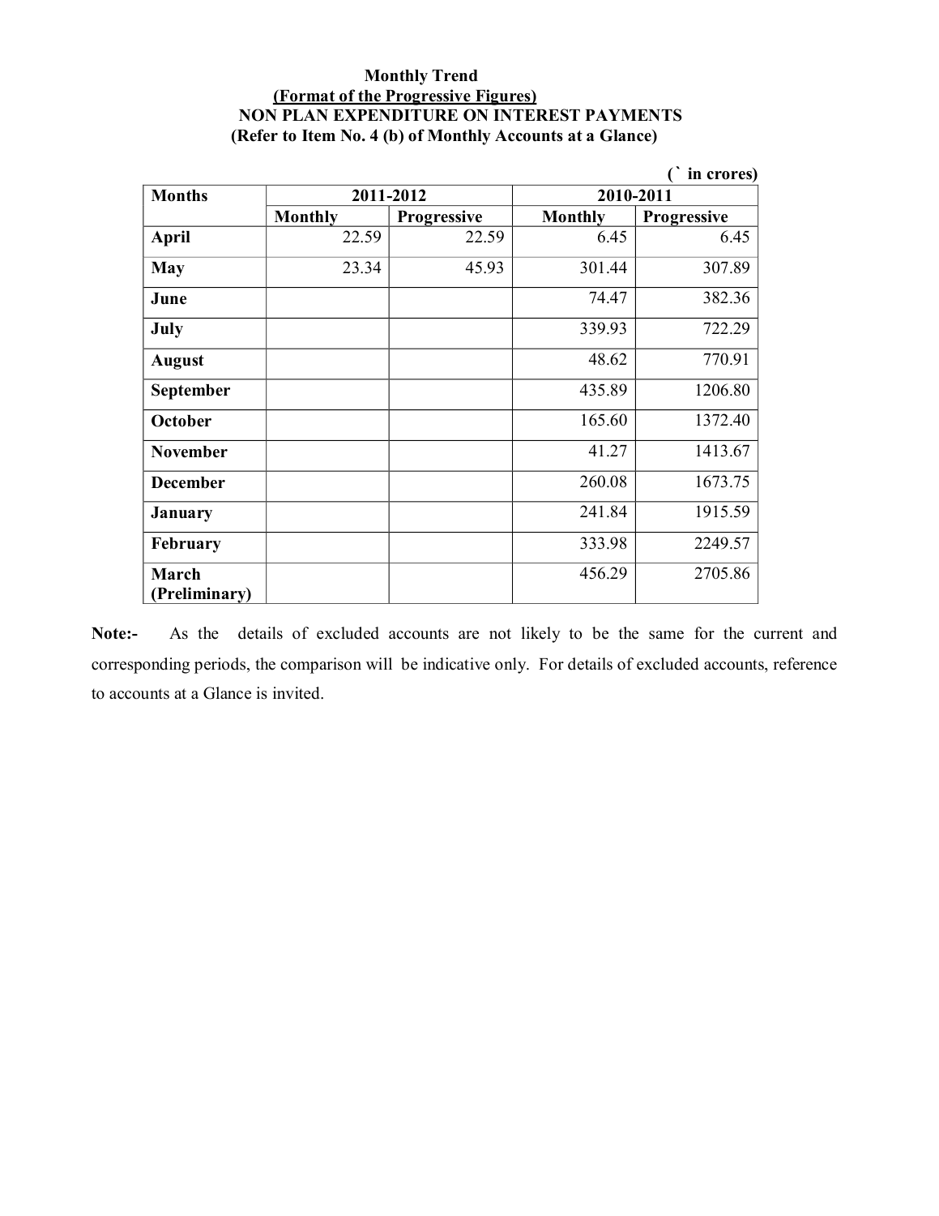**Monthly Trend**

**(Format of the Progressive Figures)**

**NON PLAN EXPENDITURE ON INTEREST PAYMENTS**

**(Refer to Item No. 4 (b) of Monthly Accounts at a Glance)**

(` in crores)

| Months | 2011-2012 | | 2010-2011 | |
|---|---|---|---|---|
| | Monthly | Progressive | Monthly | Progressive |
| April | 22.59 | 22.59 | 6.45 | 6.45 |
| May | 23.34 | 45.93 | 301.44 | 307.89 |
| June | | | 74.47 | 382.36 |
| July | | | 339.93 | 722.29 |
| August | | | 48.62 | 770.91 |
| September | | | 435.89 | 1206.80 |
| October | | | 165.60 | 1372.40 |
| November | | | 41.27 | 1413.67 |
| December | | | 260.08 | 1673.75 |
| January | | | 241.84 | 1915.59 |
| February | | | 333.98 | 2249.57 |
| March (Preliminary) | | | 456.29 | 2705.86 |

**Note:-** As the details of excluded accounts are not likely to be the same for the current and corresponding periods, the comparison will be indicative only. For details of excluded accounts, reference to accounts at a Glance is invited.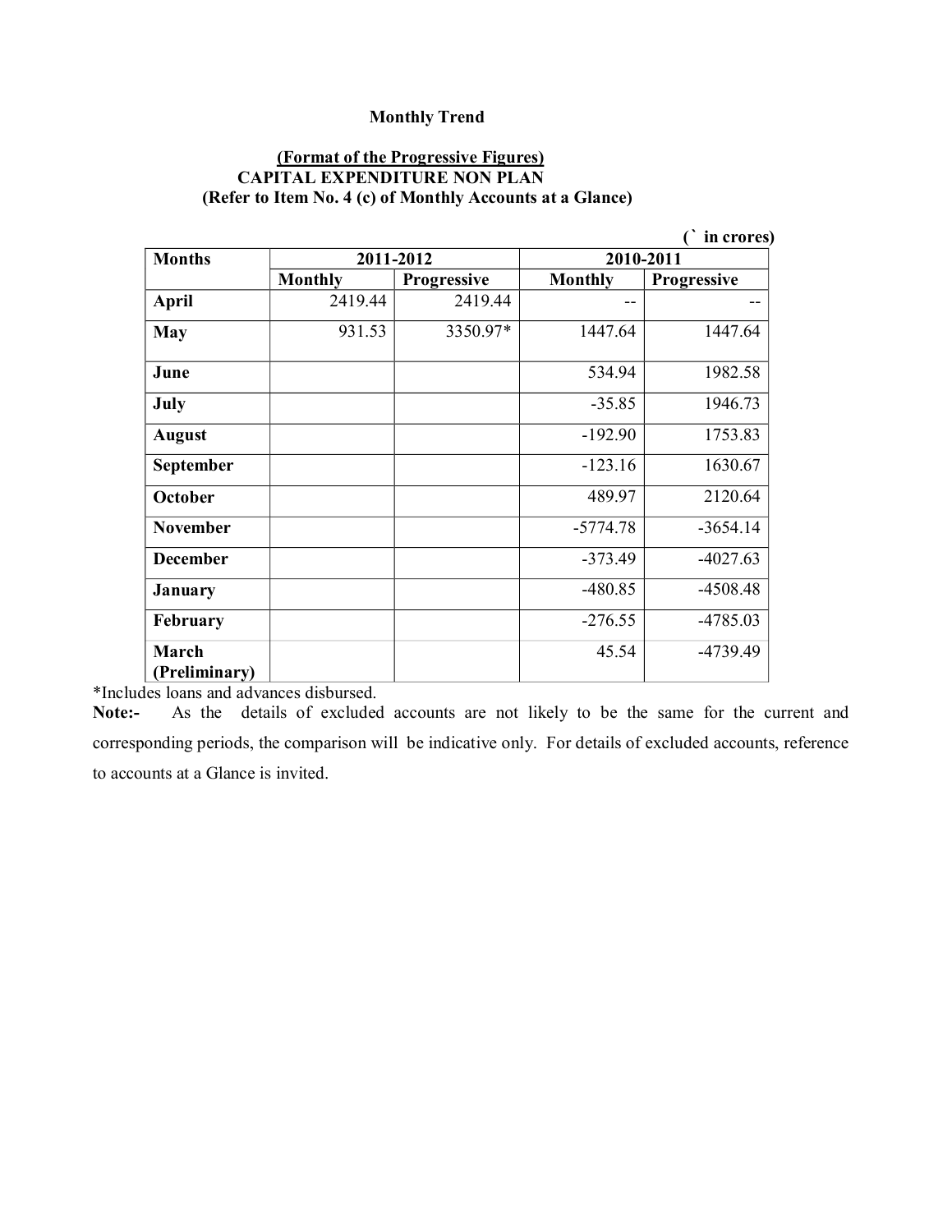**Monthly Trend**

**(Format of the Progressive Figures)**
**CAPITAL EXPENDITURE NON PLAN**
**(Refer to Item No. 4 (c) of Monthly Accounts at a Glance)**

(` in crores)

| Months | 2011-2012 | | 2010-2011 | |
|---|---|---|---|---|
| | Monthly | Progressive | Monthly | Progressive |
| April | 2419.44 | 2419.44 | -- | -- |
| May | 931.53 | 3350.97* | 1447.64 | 1447.64 |
| June | | | 534.94 | 1982.58 |
| July | | | -35.85 | 1946.73 |
| August | | | -192.90 | 1753.83 |
| September | | | -123.16 | 1630.67 |
| October | | | 489.97 | 2120.64 |
| November | | | -5774.78 | -3654.14 |
| December | | | -373.49 | -4027.63 |
| January | | | -480.85 | -4508.48 |
| February | | | -276.55 | -4785.03 |
| March (Preliminary) | | | 45.54 | -4739.49 |

*Includes loans and advances disbursed.

**Note:-** As the details of excluded accounts are not likely to be the same for the current and corresponding periods, the comparison will be indicative only. For details of excluded accounts, reference to accounts at a Glance is invited.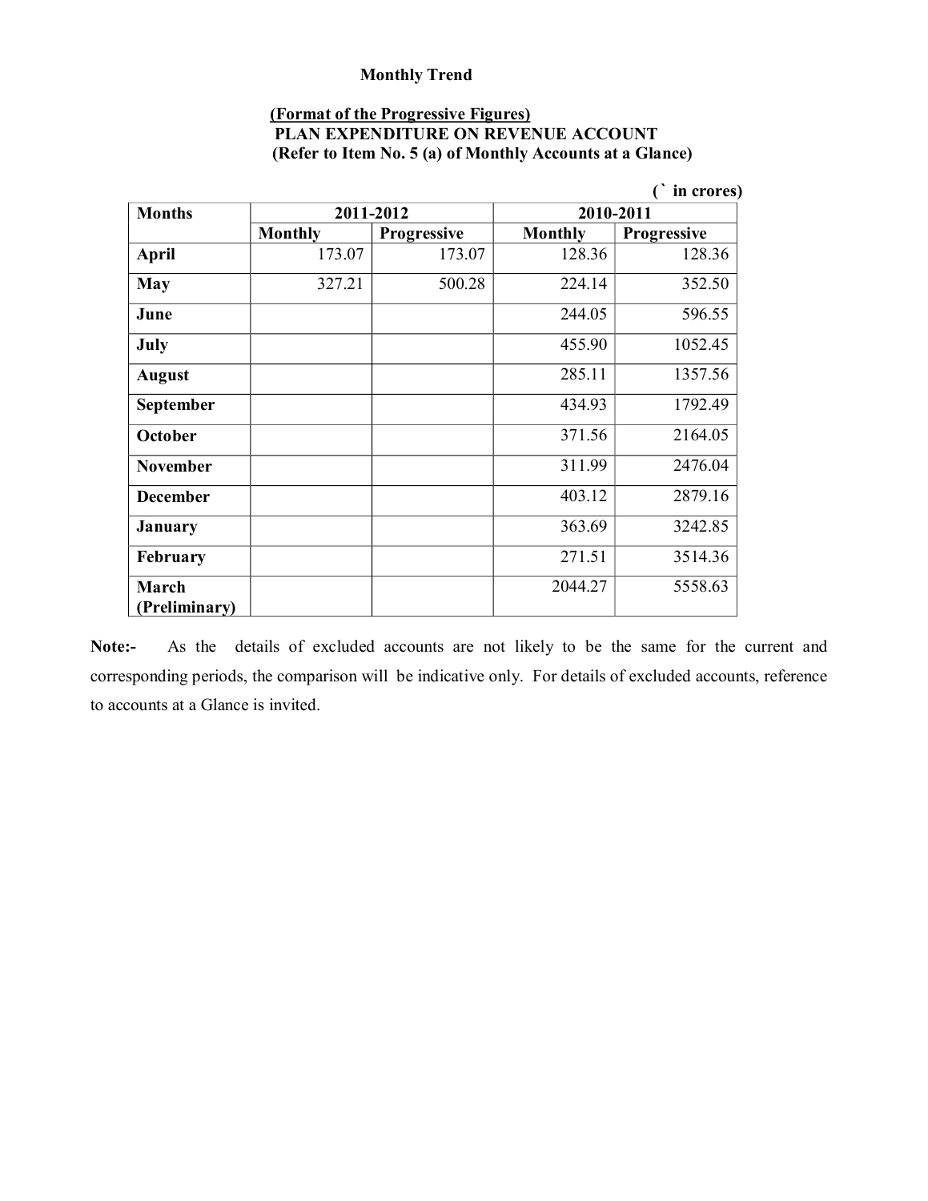**Monthly Trend**

**(Format of the Progressive Figures)**
**PLAN EXPENDITURE ON REVENUE ACCOUNT**
**(Refer to Item No. 5 (a) of Monthly Accounts at a Glance)**

(` in crores)

| Months | 2011-2012 | | 2010-2011 | |
|---|---|---|---|---|
| | Monthly | Progressive | Monthly | Progressive |
| April | 173.07 | 173.07 | 128.36 | 128.36 |
| May | 327.21 | 500.28 | 224.14 | 352.50 |
| June | | | 244.05 | 596.55 |
| July | | | 455.90 | 1052.45 |
| August | | | 285.11 | 1357.56 |
| September | | | 434.93 | 1792.49 |
| October | | | 371.56 | 2164.05 |
| November | | | 311.99 | 2476.04 |
| December | | | 403.12 | 2879.16 |
| January | | | 363.69 | 3242.85 |
| February | | | 271.51 | 3514.36 |
| March (Preliminary) | | | 2044.27 | 5558.63 |

**Note:-** As the details of excluded accounts are not likely to be the same for the current and corresponding periods, the comparison will be indicative only. For details of excluded accounts, reference to accounts at a Glance is invited.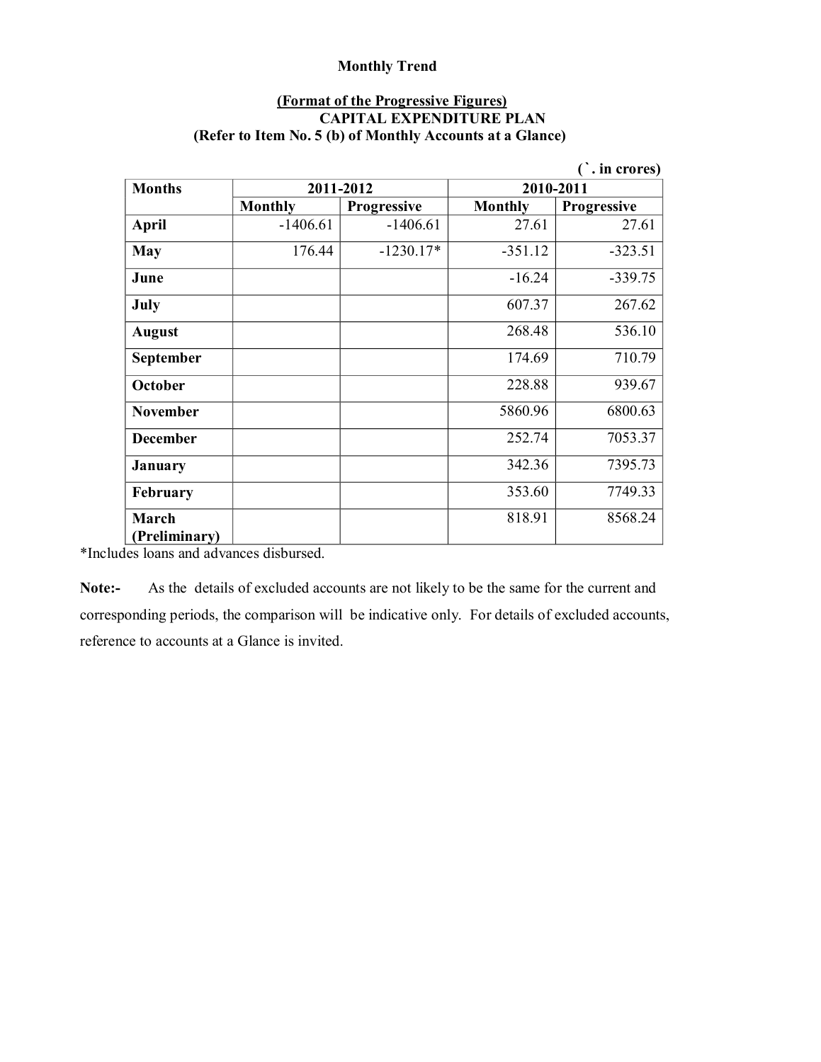**Monthly Trend**

**(Format of the Progressive Figures)**
**CAPITAL EXPENDITURE PLAN**
**(Refer to Item No. 5 (b) of Monthly Accounts at a Glance)**

(`. in crores)

| Months | 2011-2012 | | 2010-2011 | |
|---|---|---|---|---|
| | Monthly | Progressive | Monthly | Progressive |
| April | -1406.61 | -1406.61 | 27.61 | 27.61 |
| May | 176.44 | -1230.17* | -351.12 | -323.51 |
| June | | | -16.24 | -339.75 |
| July | | | 607.37 | 267.62 |
| August | | | 268.48 | 536.10 |
| September | | | 174.69 | 710.79 |
| October | | | 228.88 | 939.67 |
| November | | | 5860.96 | 6800.63 |
| December | | | 252.74 | 7053.37 |
| January | | | 342.36 | 7395.73 |
| February | | | 353.60 | 7749.33 |
| March (Preliminary) | | | 818.91 | 8568.24 |

*Includes loans and advances disbursed.

**Note:-** As the details of excluded accounts are not likely to be the same for the current and corresponding periods, the comparison will be indicative only. For details of excluded accounts, reference to accounts at a Glance is invited.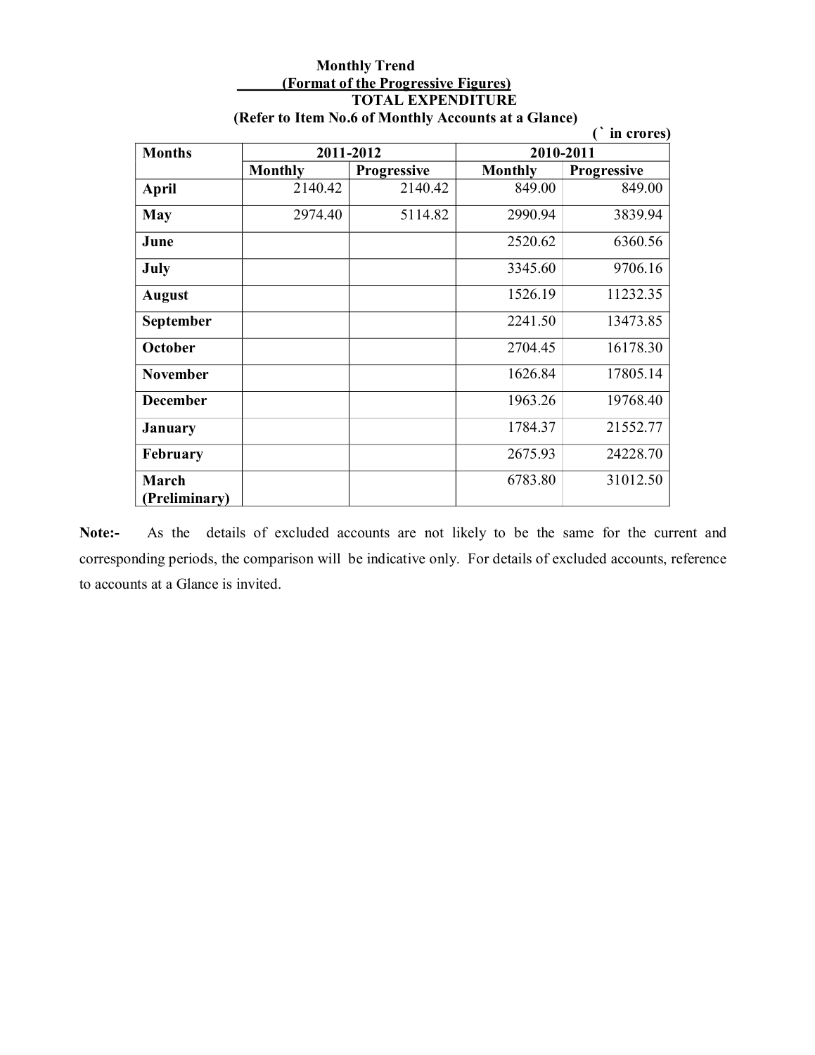**Monthly Trend**

**(Format of the Progressive Figures)**

**TOTAL EXPENDITURE**

**(Refer to Item No.6 of Monthly Accounts at a Glance)**

**(` in crores)**

| Months | 2011-2012 | | 2010-2011 | |
|---|---|---|---|---|
| | Monthly | Progressive | Monthly | Progressive |
| **April** | 2140.42 | 2140.42 | 849.00 | 849.00 |
| **May** | 2974.40 | 5114.82 | 2990.94 | 3839.94 |
| **June** | | | 2520.62 | 6360.56 |
| **July** | | | 3345.60 | 9706.16 |
| **August** | | | 1526.19 | 11232.35 |
| **September** | | | 2241.50 | 13473.85 |
| **October** | | | 2704.45 | 16178.30 |
| **November** | | | 1626.84 | 17805.14 |
| **December** | | | 1963.26 | 19768.40 |
| **January** | | | 1784.37 | 21552.77 |
| **February** | | | 2675.93 | 24228.70 |
| **March (Preliminary)** | | | 6783.80 | 31012.50 |

**Note:-** As the details of excluded accounts are not likely to be the same for the current and corresponding periods, the comparison will be indicative only. For details of excluded accounts, reference to accounts at a Glance is invited.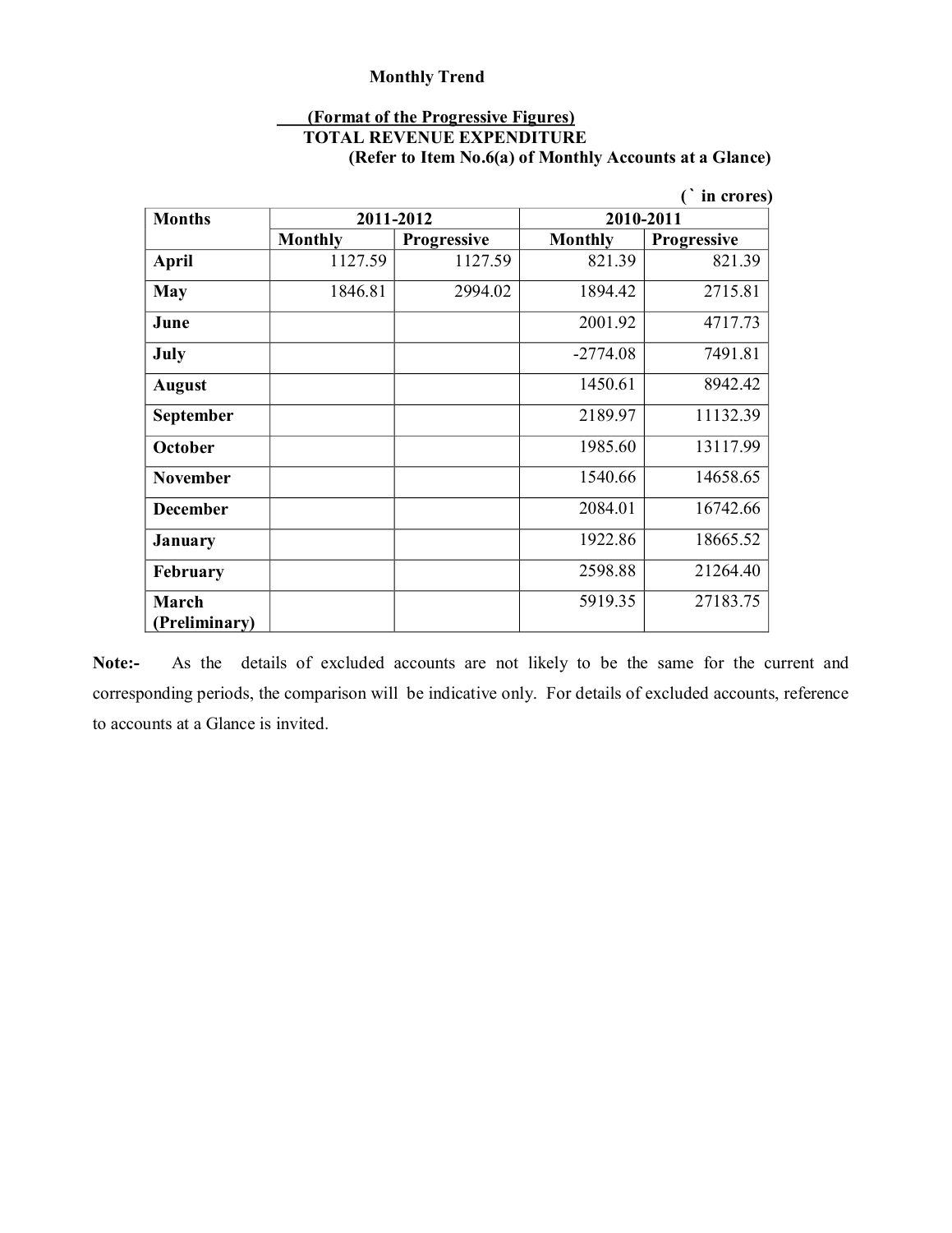**Monthly Trend**

**(Format of the Progressive Figures)**
**TOTAL REVENUE EXPENDITURE**
**(Refer to Item No.6(a) of Monthly Accounts at a Glance)**

(` in crores)

| Months | 2011-2012 | | 2010-2011 | |
|---|---|---|---|---|
| | Monthly | Progressive | Monthly | Progressive |
| April | 1127.59 | 1127.59 | 821.39 | 821.39 |
| May | 1846.81 | 2994.02 | 1894.42 | 2715.81 |
| June | | | 2001.92 | 4717.73 |
| July | | | -2774.08 | 7491.81 |
| August | | | 1450.61 | 8942.42 |
| September | | | 2189.97 | 11132.39 |
| October | | | 1985.60 | 13117.99 |
| November | | | 1540.66 | 14658.65 |
| December | | | 2084.01 | 16742.66 |
| January | | | 1922.86 | 18665.52 |
| February | | | 2598.88 | 21264.40 |
| March (Preliminary) | | | 5919.35 | 27183.75 |

**Note:-** As the details of excluded accounts are not likely to be the same for the current and corresponding periods, the comparison will be indicative only. For details of excluded accounts, reference to accounts at a Glance is invited.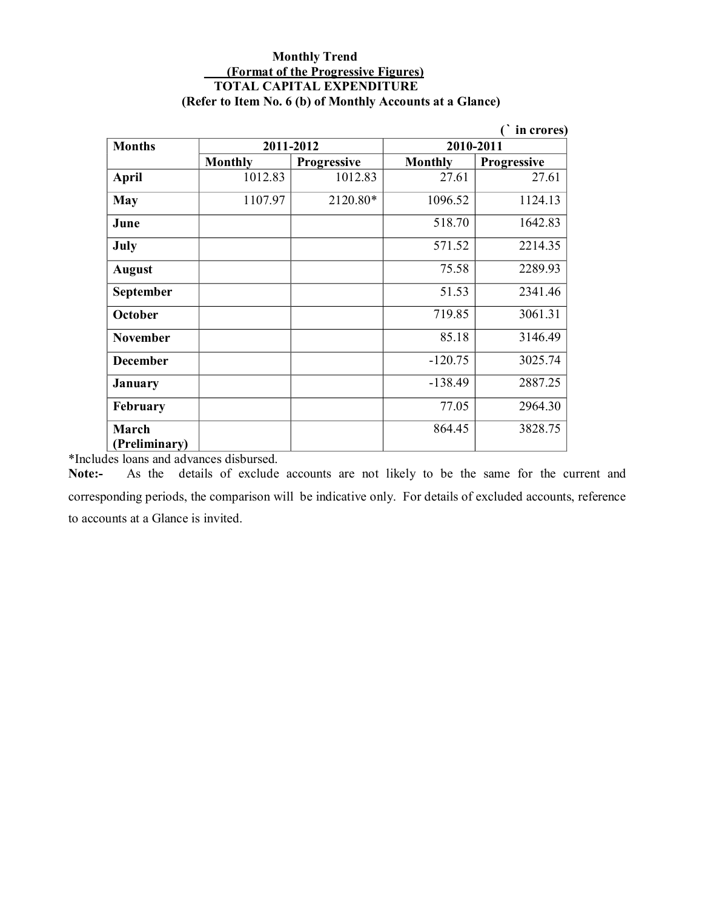**Monthly Trend**

**(Format of the Progressive Figures)**

**TOTAL CAPITAL EXPENDITURE**

**(Refer to Item No. 6 (b) of Monthly Accounts at a Glance)**

(` in crores)

| Months | 2011-2012 | | 2010-2011 | |
|---|---|---|---|---|
| | Monthly | Progressive | Monthly | Progressive |
| April | 1012.83 | 1012.83 | 27.61 | 27.61 |
| May | 1107.97 | 2120.80* | 1096.52 | 1124.13 |
| June | | | 518.70 | 1642.83 |
| July | | | 571.52 | 2214.35 |
| August | | | 75.58 | 2289.93 |
| September | | | 51.53 | 2341.46 |
| October | | | 719.85 | 3061.31 |
| November | | | 85.18 | 3146.49 |
| December | | | -120.75 | 3025.74 |
| January | | | -138.49 | 2887.25 |
| February | | | 77.05 | 2964.30 |
| March (Preliminary) | | | 864.45 | 3828.75 |

*Includes loans and advances disbursed.

**Note:-** As the details of exclude accounts are not likely to be the same for the current and corresponding periods, the comparison will be indicative only. For details of excluded accounts, reference to accounts at a Glance is invited.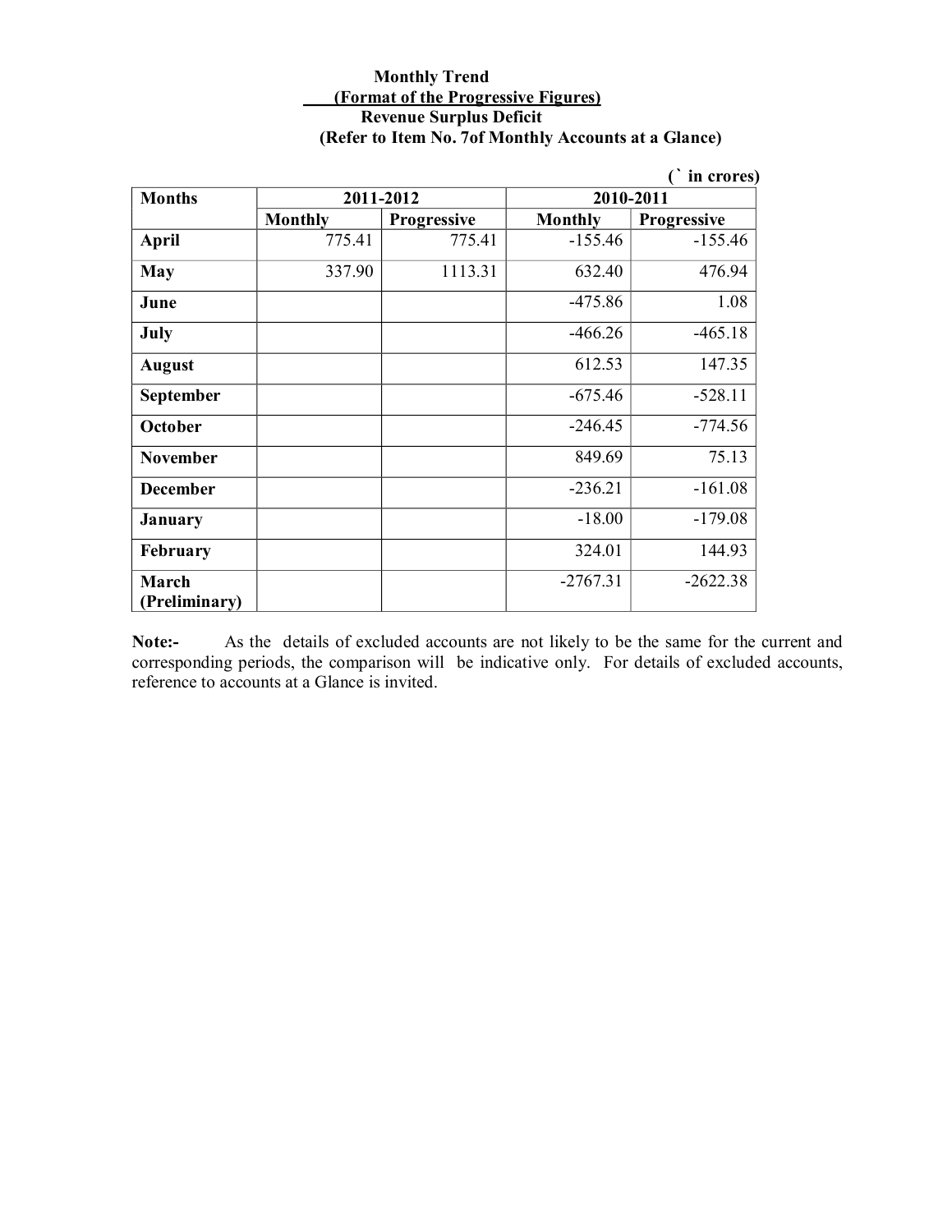**Monthly Trend**

**(Format of the Progressive Figures)**

**Revenue Surplus Deficit**

**(Refer to Item No. 7of Monthly Accounts at a Glance)**

**(` in crores)**

| Months | 2011-2012 | | 2010-2011 | |
|---|---|---|---|---|
| | Monthly | Progressive | Monthly | Progressive |
| **April** | 775.41 | 775.41 | -155.46 | -155.46 |
| **May** | 337.90 | 1113.31 | 632.40 | 476.94 |
| **June** | | | -475.86 | 1.08 |
| **July** | | | -466.26 | -465.18 |
| **August** | | | 612.53 | 147.35 |
| **September** | | | -675.46 | -528.11 |
| **October** | | | -246.45 | -774.56 |
| **November** | | | 849.69 | 75.13 |
| **December** | | | -236.21 | -161.08 |
| **January** | | | -18.00 | -179.08 |
| **February** | | | 324.01 | 144.93 |
| **March (Preliminary)** | | | -2767.31 | -2622.38 |

**Note:-** As the details of excluded accounts are not likely to be the same for the current and corresponding periods, the comparison will be indicative only. For details of excluded accounts, reference to accounts at a Glance is invited.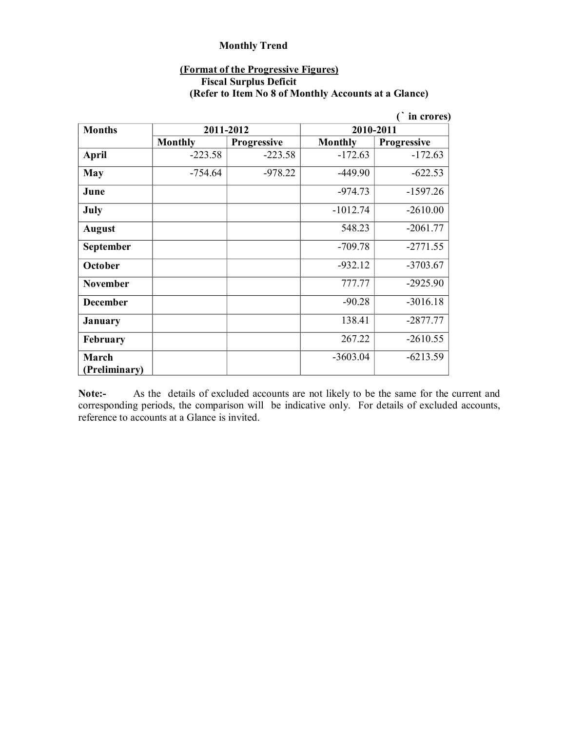**Monthly Trend**

**(Format of the Progressive Figures)**
**Fiscal Surplus Deficit**
**(Refer to Item No 8 of Monthly Accounts at a Glance)**

**(` in crores)**

| Months | 2011-2012 | | 2010-2011 | |
|---|---|---|---|---|
| | Monthly | Progressive | Monthly | Progressive |
| April | -223.58 | -223.58 | -172.63 | -172.63 |
| May | -754.64 | -978.22 | -449.90 | -622.53 |
| June | | | -974.73 | -1597.26 |
| July | | | -1012.74 | -2610.00 |
| August | | | 548.23 | -2061.77 |
| September | | | -709.78 | -2771.55 |
| October | | | -932.12 | -3703.67 |
| November | | | 777.77 | -2925.90 |
| December | | | -90.28 | -3016.18 |
| January | | | 138.41 | -2877.77 |
| February | | | 267.22 | -2610.55 |
| March (Preliminary) | | | -3603.04 | -6213.59 |

**Note:-** As the details of excluded accounts are not likely to be the same for the current and corresponding periods, the comparison will be indicative only. For details of excluded accounts, reference to accounts at a Glance is invited.